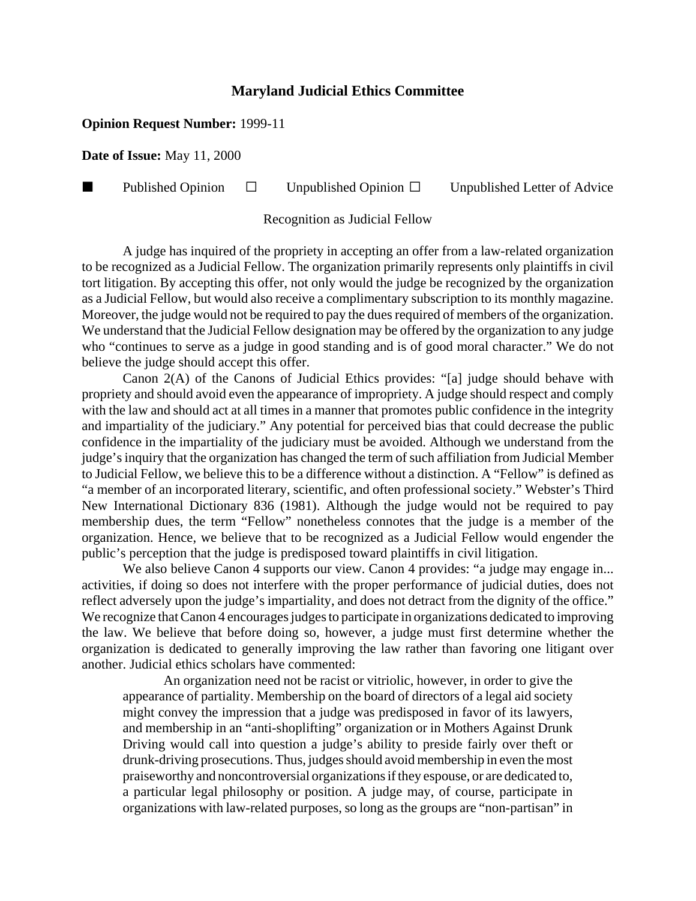# Maryland Judicial Ethics Committee

**Opinion Request Number:** 1999-11

**Date of Issue:** May 11, 2000

■ Published Opinion ☐ Unpublished Opinion ☐ Unpublished Letter of Advice

Recognition as Judicial Fellow

A judge has inquired of the propriety in accepting an offer from a law-related organization to be recognized as a Judicial Fellow. The organization primarily represents only plaintiffs in civil tort litigation. By accepting this offer, not only would the judge be recognized by the organization as a Judicial Fellow, but would also receive a complimentary subscription to its monthly magazine. Moreover, the judge would not be required to pay the dues required of members of the organization. We understand that the Judicial Fellow designation may be offered by the organization to any judge who "continues to serve as a judge in good standing and is of good moral character." We do not believe the judge should accept this offer.

Canon 2(A) of the Canons of Judicial Ethics provides: "[a] judge should behave with propriety and should avoid even the appearance of impropriety. A judge should respect and comply with the law and should act at all times in a manner that promotes public confidence in the integrity and impartiality of the judiciary." Any potential for perceived bias that could decrease the public confidence in the impartiality of the judiciary must be avoided. Although we understand from the judge's inquiry that the organization has changed the term of such affiliation from Judicial Member to Judicial Fellow, we believe this to be a difference without a distinction. A "Fellow" is defined as "a member of an incorporated literary, scientific, and often professional society." Webster's Third New International Dictionary 836 (1981). Although the judge would not be required to pay membership dues, the term "Fellow" nonetheless connotes that the judge is a member of the organization. Hence, we believe that to be recognized as a Judicial Fellow would engender the public's perception that the judge is predisposed toward plaintiffs in civil litigation.

We also believe Canon 4 supports our view. Canon 4 provides: "a judge may engage in... activities, if doing so does not interfere with the proper performance of judicial duties, does not reflect adversely upon the judge's impartiality, and does not detract from the dignity of the office." We recognize that Canon 4 encourages judges to participate in organizations dedicated to improving the law. We believe that before doing so, however, a judge must first determine whether the organization is dedicated to generally improving the law rather than favoring one litigant over another. Judicial ethics scholars have commented:

> An organization need not be racist or vitriolic, however, in order to give the appearance of partiality. Membership on the board of directors of a legal aid society might convey the impression that a judge was predisposed in favor of its lawyers, and membership in an "anti-shoplifting" organization or in Mothers Against Drunk Driving would call into question a judge's ability to preside fairly over theft or drunk-driving prosecutions. Thus, judges should avoid membership in even the most praiseworthy and noncontroversial organizations if they espouse, or are dedicated to, a particular legal philosophy or position. A judge may, of course, participate in organizations with law-related purposes, so long as the groups are "non-partisan" in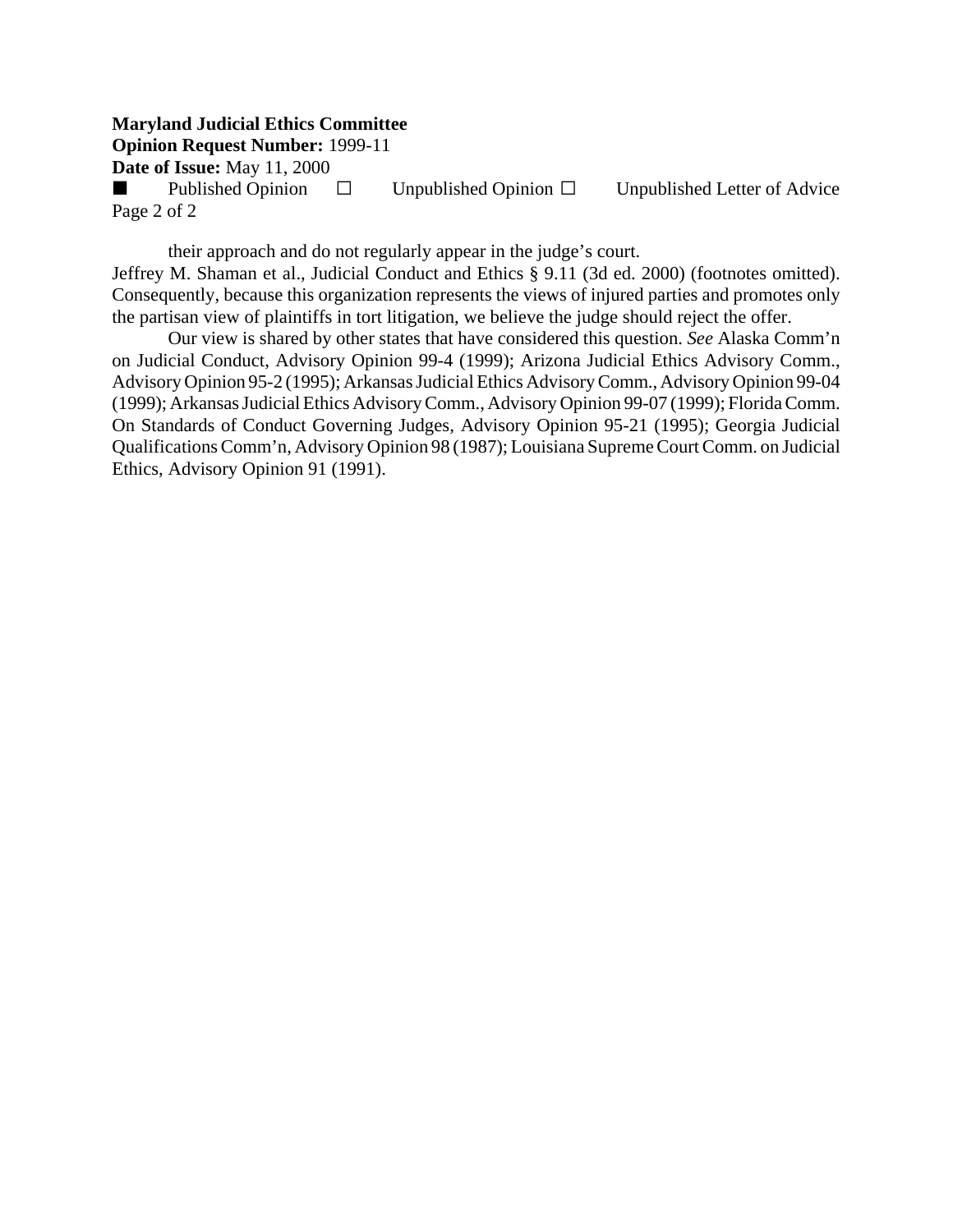their approach and do not regularly appear in the judge's court.

Jeffrey M. Shaman et al., Judicial Conduct and Ethics § 9.11 (3d ed. 2000) (footnotes omitted). Consequently, because this organization represents the views of injured parties and promotes only the partisan view of plaintiffs in tort litigation, we believe the judge should reject the offer.

Our view is shared by other states that have considered this question. *See* Alaska Comm'n on Judicial Conduct, Advisory Opinion 99-4 (1999); Arizona Judicial Ethics Advisory Comm., Advisory Opinion 95-2 (1995); Arkansas Judicial Ethics Advisory Comm., Advisory Opinion 99-04 (1999); Arkansas Judicial Ethics Advisory Comm., Advisory Opinion 99-07 (1999); Florida Comm. On Standards of Conduct Governing Judges, Advisory Opinion 95-21 (1995); Georgia Judicial Qualifications Comm'n, Advisory Opinion 98 (1987); Louisiana Supreme Court Comm. on Judicial Ethics, Advisory Opinion 91 (1991).